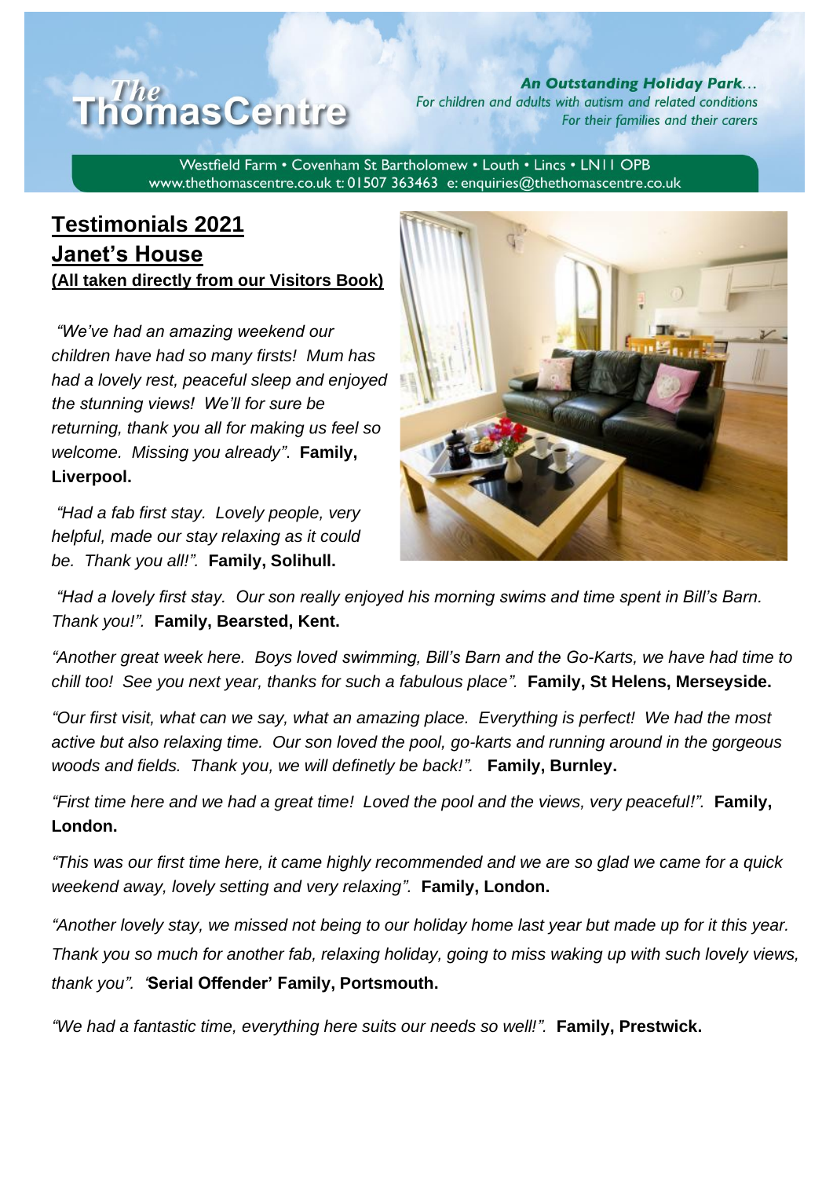# The ThomasCentre

***An Outstanding Holiday Park…***
*For children and adults with autism and related conditions*
*For their families and their carers*

Westfield Farm • Covenham St Bartholomew • Louth • Lincs • LN11 0PB
www.thethomascentre.co.uk t: 01507 363463 e: enquiries@thethomascentre.co.uk

## Testimonials 2021

## Janet's House

**(All taken directly from our Visitors Book)**

*"We've had an amazing weekend our children have had so many firsts! Mum has had a lovely rest, peaceful sleep and enjoyed the stunning views! We'll for sure be returning, thank you all for making us feel so welcome. Missing you already".* **Family, Liverpool.**

*"Had a fab first stay. Lovely people, very helpful, made our stay relaxing as it could be. Thank you all!".* **Family, Solihull.**

*"Had a lovely first stay. Our son really enjoyed his morning swims and time spent in Bill's Barn. Thank you!".* **Family, Bearsted, Kent.**

*"Another great week here. Boys loved swimming, Bill's Barn and the Go-Karts, we have had time to chill too! See you next year, thanks for such a fabulous place".* **Family, St Helens, Merseyside.**

*"Our first visit, what can we say, what an amazing place. Everything is perfect! We had the most active but also relaxing time. Our son loved the pool, go-karts and running around in the gorgeous woods and fields. Thank you, we will definetly be back!".* **Family, Burnley.**

*"First time here and we had a great time! Loved the pool and the views, very peaceful!".* **Family, London.**

*"This was our first time here, it came highly recommended and we are so glad we came for a quick weekend away, lovely setting and very relaxing".* **Family, London.**

*"Another lovely stay, we missed not being to our holiday home last year but made up for it this year. Thank you so much for another fab, relaxing holiday, going to miss waking up with such lovely views, thank you".* **'Serial Offender' Family, Portsmouth.**

*"We had a fantastic time, everything here suits our needs so well!".* **Family, Prestwick.**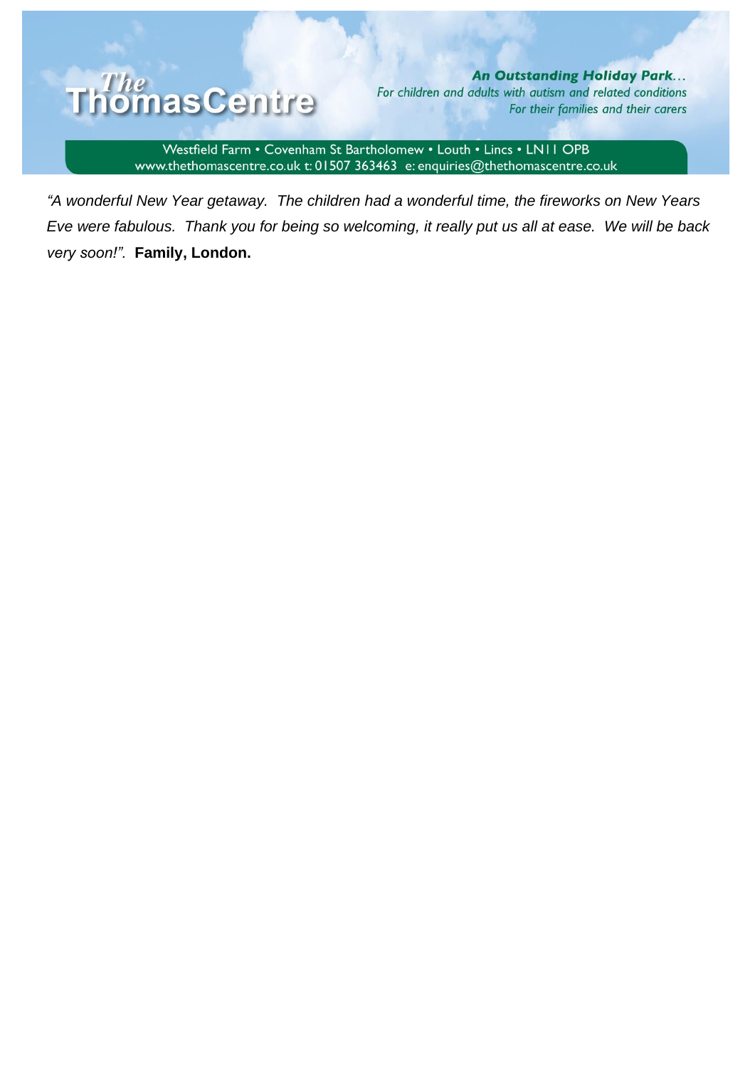*"A wonderful New Year getaway. The children had a wonderful time, the fireworks on New Years Eve were fabulous. Thank you for being so welcoming, it really put us all at ease. We will be back very soon!".* **Family, London.**